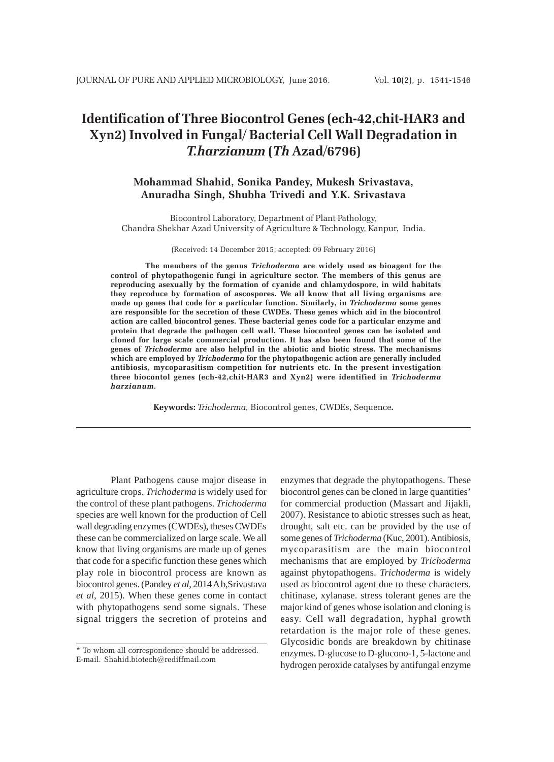# Identification of Three Biocontrol Genes (ech-42,chit-HAR3 and Xyn2) Involved in Fungal/ Bacterial Cell Wall Degradation in *T.harzianum* (*Th* Azad/6796)

**Mohammad Shahid, Sonika Pandey, Mukesh Srivastava, Anuradha Singh, Shubha Trivedi and Y.K. Srivastava**

Biocontrol Laboratory, Department of Plant Pathology, Chandra Shekhar Azad University of Agriculture & Technology, Kanpur, India.

(Received: 14 December 2015; accepted: 09 February 2016)

**The members of the genus *Trichoderma* are widely used as bioagent for the control of phytopathogenic fungi in agriculture sector. The members of this genus are reproducing asexually by the formation of cyanide and chlamydospore, in wild habitats they reproduce by formation of ascospores. We all know that all living organisms are made up genes that code for a particular function. Similarly, in *Trichoderma* some genes are responsible for the secretion of these CWDEs. These genes which aid in the biocontrol action are called biocontrol genes. These bacterial genes code for a particular enzyme and protein that degrade the pathogen cell wall. These biocontrol genes can be isolated and cloned for large scale commercial production. It has also been found that some of the genes of *Trichoderma* are also helpful in the abiotic and biotic stress. The mechanisms which are employed by *Trichoderma* for the phytopathogenic action are generally included antibiosis, mycoparasitism competition for nutrients etc. In the present investigation three biocontol genes (ech-42,chit-HAR3 and Xyn2) were identified in *Trichoderma harzianum*.**

**Keywords:** *Trichoderma,* Biocontrol genes, CWDEs, Sequence**.**

---

Plant Pathogens cause major disease in agriculture crops. *Trichoderma* is widely used for the control of these plant pathogens. *Trichoderma* species are well known for the production of Cell wall degrading enzymes (CWDEs), theses CWDEs these can be commercialized on large scale. We all know that living organisms are made up of genes that code for a specific function these genes which play role in biocontrol process are known as biocontrol genes. (Pandey *et al*, 2014 A b,Srivastava *et al*, 2015). When these genes come in contact with phytopathogens send some signals. These signal triggers the secretion of proteins and enzymes that degrade the phytopathogens. These biocontrol genes can be cloned in large quantities' for commercial production (Massart and Jijakli, 2007). Resistance to abiotic stresses such as heat, drought, salt etc. can be provided by the use of some genes of *Trichoderma* (Kuc, 2001). Antibiosis, mycoparasitism are the main biocontrol mechanisms that are employed by *Trichoderma* against phytopathogens. *Trichoderma* is widely used as biocontrol agent due to these characters. chitinase, xylanase. stress tolerant genes are the major kind of genes whose isolation and cloning is easy. Cell wall degradation, hyphal growth retardation is the major role of these genes. Glycosidic bonds are breakdown by chitinase enzymes. D-glucose to D-glucono-1, 5-lactone and hydrogen peroxide catalyses by antifungal enzyme

\* To whom all correspondence should be addressed.
E-mail. Shahid.biotech@rediffmail.com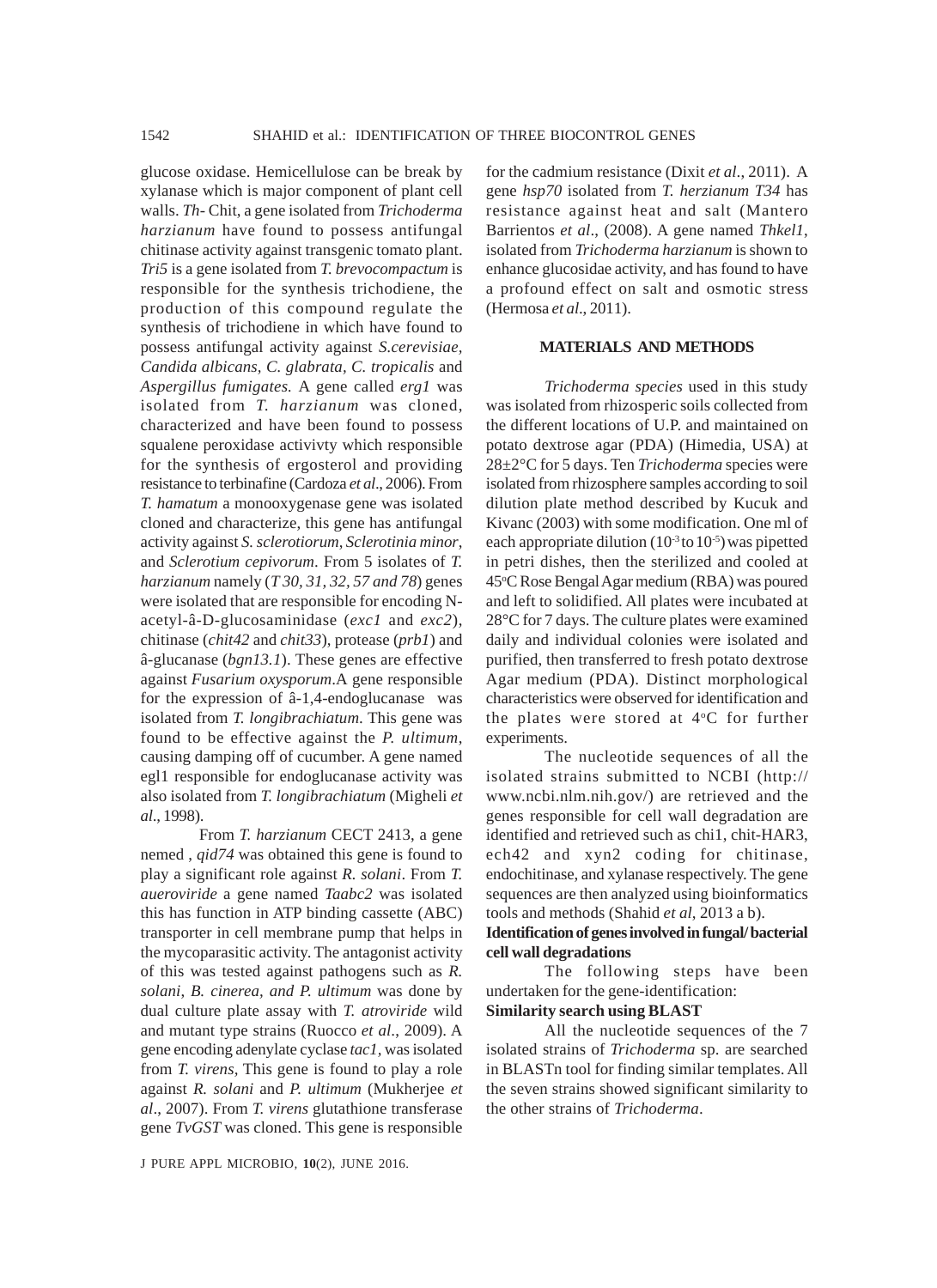glucose oxidase. Hemicellulose can be break by xylanase which is major component of plant cell walls. *Th*- Chit, a gene isolated from *Trichoderma harzianum* have found to possess antifungal chitinase activity against transgenic tomato plant. *Tri5* is a gene isolated from *T. brevocompactum* is responsible for the synthesis trichodiene, the production of this compound regulate the synthesis of trichodiene in which have found to possess antifungal activity against *S.cerevisiae*, *Candida albicans, C. glabrata, C. tropicalis* and *Aspergillus fumigates.* A gene called *erg1* was isolated from *T. harzianum* was cloned, characterized and have been found to possess squalene peroxidase activivty which responsible for the synthesis of ergosterol and providing resistance to terbinafine (Cardoza *et al*., 2006). From *T. hamatum* a monooxygenase gene was isolated cloned and characterize, this gene has antifungal activity against *S. sclerotiorum, Sclerotinia minor*, and *Sclerotium cepivorum*. From 5 isolates of *T. harzianum* namely (*T 30, 31, 32, 57 and 78*) genes were isolated that are responsible for encoding N-acetyl-â-D-glucosaminidase (*exc1* and *exc2*), chitinase (*chit42* and *chit33*), protease (*prb1*) and â-glucanase (*bgn13.1*). These genes are effective against *Fusarium oxysporum*.A gene responsible for the expression of â-1,4-endoglucanase was isolated from *T. longibrachiatum*. This gene was found to be effective against the *P. ultimum*, causing damping off of cucumber. A gene named egl1 responsible for endoglucanase activity was also isolated from *T. longibrachiatum* (Migheli *et al*., 1998).

From *T. harzianum* CECT 2413, a gene nemed , *qid74* was obtained this gene is found to play a significant role against *R. solani*. From *T. aueroviride* a gene named *Taabc2* was isolated this has function in ATP binding cassette (ABC) transporter in cell membrane pump that helps in the mycoparasitic activity. The antagonist activity of this was tested against pathogens such as *R. solani, B. cinerea, and P. ultimum* was done by dual culture plate assay with *T. atroviride* wild and mutant type strains (Ruocco *et al*., 2009). A gene encoding adenylate cyclase *tac1*, was isolated from *T. virens*, This gene is found to play a role against *R. solani* and *P. ultimum* (Mukherjee *et al*., 2007). From *T. virens* glutathione transferase gene *TvGST* was cloned. This gene is responsible for the cadmium resistance (Dixit *et al*., 2011). A gene *hsp70* isolated from *T. herzianum T34* has resistance against heat and salt (Mantero Barrientos *et al*., (2008). A gene named *Thkel1*, isolated from *Trichoderma harzianum* is shown to enhance glucosidae activity, and has found to have a profound effect on salt and osmotic stress (Hermosa *et al*., 2011).

## MATERIALS AND METHODS

*Trichoderma species* used in this study was isolated from rhizosperic soils collected from the different locations of U.P. and maintained on potato dextrose agar (PDA) (Himedia, USA) at 28±2°C for 5 days. Ten *Trichoderma* species were isolated from rhizosphere samples according to soil dilution plate method described by Kucuk and Kivanc (2003) with some modification. One ml of each appropriate dilution ($10^{-3}$ to $10^{-5}$) was pipetted in petri dishes, then the sterilized and cooled at 45°C Rose Bengal Agar medium (RBA) was poured and left to solidified. All plates were incubated at 28°C for 7 days. The culture plates were examined daily and individual colonies were isolated and purified, then transferred to fresh potato dextrose Agar medium (PDA). Distinct morphological characteristics were observed for identification and the plates were stored at 4°C for further experiments.

The nucleotide sequences of all the isolated strains submitted to NCBI (http://www.ncbi.nlm.nih.gov/) are retrieved and the genes responsible for cell wall degradation are identified and retrieved such as chi1, chit-HAR3, ech42 and xyn2 coding for chitinase, endochitinase, and xylanase respectively. The gene sequences are then analyzed using bioinformatics tools and methods (Shahid *et al*, 2013 a b).

### Identification of genes involved in fungal/ bacterial cell wall degradations

The following steps have been undertaken for the gene-identification:

### Similarity search using BLAST

All the nucleotide sequences of the 7 isolated strains of *Trichoderma* sp. are searched in BLASTn tool for finding similar templates. All the seven strains showed significant similarity to the other strains of *Trichoderma*.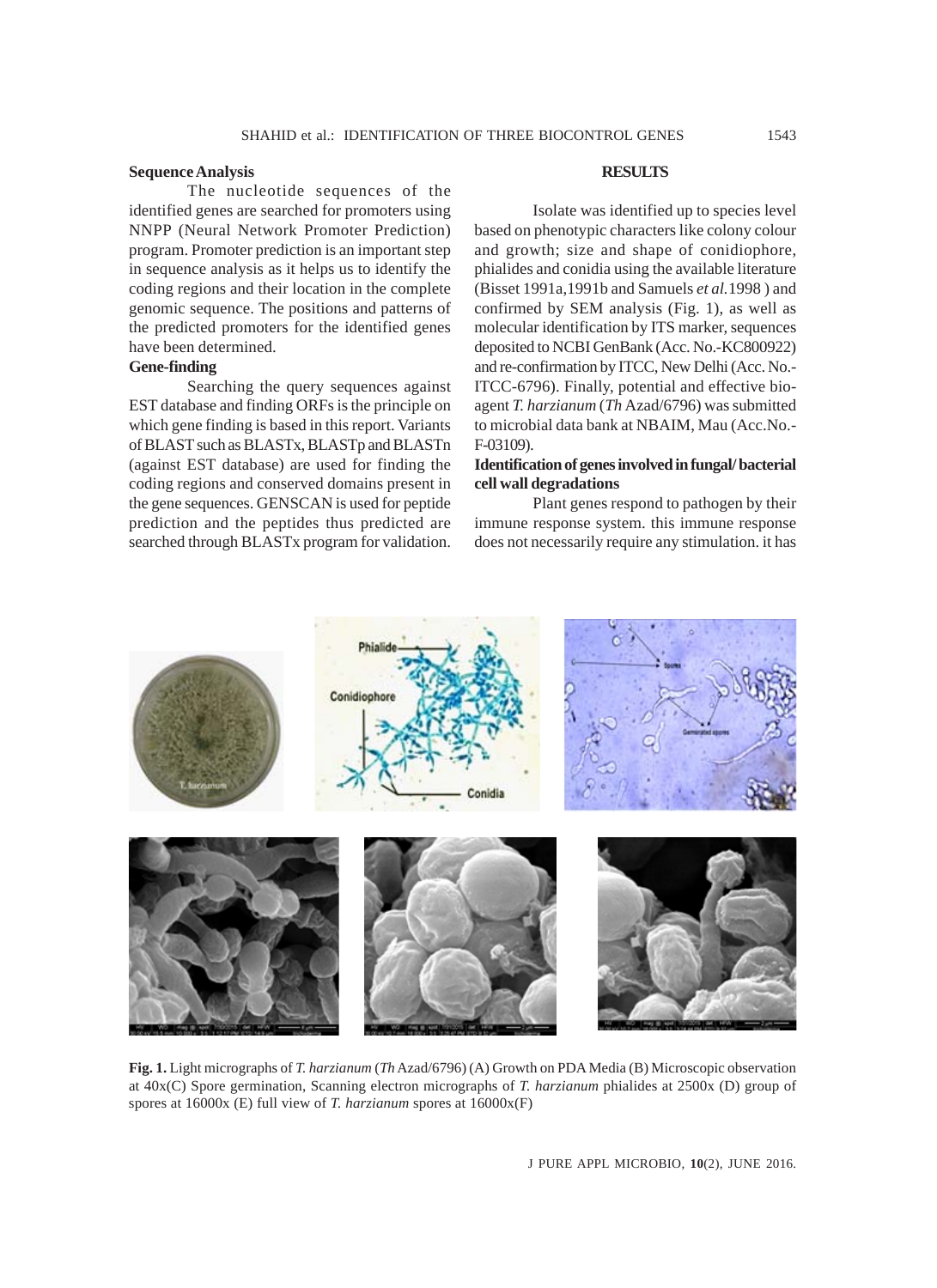## Sequence Analysis

The nucleotide sequences of the identified genes are searched for promoters using NNPP (Neural Network Promoter Prediction) program. Promoter prediction is an important step in sequence analysis as it helps us to identify the coding regions and their location in the complete genomic sequence. The positions and patterns of the predicted promoters for the identified genes have been determined.

## Gene-finding

Searching the query sequences against EST database and finding ORFs is the principle on which gene finding is based in this report. Variants of BLAST such as BLASTx, BLASTp and BLASTn (against EST database) are used for finding the coding regions and conserved domains present in the gene sequences. GENSCAN is used for peptide prediction and the peptides thus predicted are searched through BLASTx program for validation.

# RESULTS

Isolate was identified up to species level based on phenotypic characters like colony colour and growth; size and shape of conidiophore, phialides and conidia using the available literature (Bisset 1991a,1991b and Samuels *et al.*1998 ) and confirmed by SEM analysis (Fig. 1), as well as molecular identification by ITS marker, sequences deposited to NCBI GenBank (Acc. No.-KC800922) and re-confirmation by ITCC, New Delhi (Acc. No.-ITCC-6796). Finally, potential and effective bio-agent *T. harzianum* (*Th* Azad/6796) was submitted to microbial data bank at NBAIM, Mau (Acc.No.-F-03109).

## Identification of genes involved in fungal/ bacterial cell wall degradations

Plant genes respond to pathogen by their immune response system. this immune response does not necessarily require any stimulation. it has

**Fig. 1.** Light micrographs of *T. harzianum* (*Th* Azad/6796) (A) Growth on PDA Media (B) Microscopic observation at 40x(C) Spore germination, Scanning electron micrographs of *T. harzianum* phialides at 2500x (D) group of spores at 16000x (E) full view of *T. harzianum* spores at 16000x(F)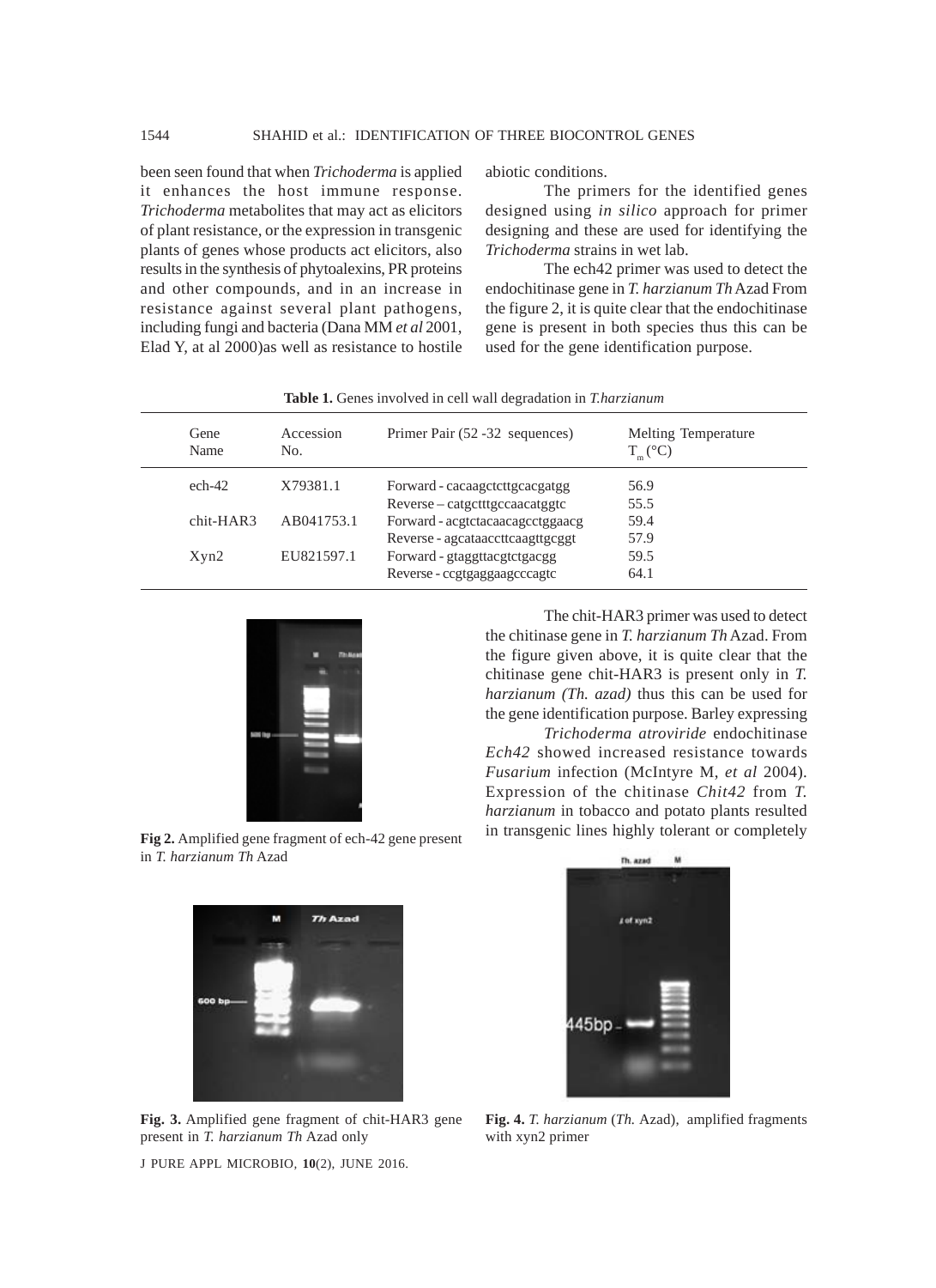been seen found that when *Trichoderma* is applied it enhances the host immune response. *Trichoderma* metabolites that may act as elicitors of plant resistance, or the expression in transgenic plants of genes whose products act elicitors, also results in the synthesis of phytoalexins, PR proteins and other compounds, and in an increase in resistance against several plant pathogens, including fungi and bacteria (Dana MM *et al* 2001, Elad Y, at al 2000)as well as resistance to hostile abiotic conditions.

The primers for the identified genes designed using *in silico* approach for primer designing and these are used for identifying the *Trichoderma* strains in wet lab.

The ech42 primer was used to detect the endochitinase gene in *T. harzianum Th* Azad From the figure 2, it is quite clear that the endochitinase gene is present in both species thus this can be used for the gene identification purpose.

**Table 1.** Genes involved in cell wall degradation in *T.harzianum*

| Gene Name | Accession No. | Primer Pair (52 -32 sequences) | Melting Temperature $T_m$ (°C) |
|---|---|---|---|
| ech-42 | X79381.1 | Forward - cacaagctcttgcacgatgg | 56.9 |
| | | Reverse – catgctttgccaacatggtc | 55.5 |
| chit-HAR3 | AB041753.1 | Forward - acgtctacaacagcctggaacg | 59.4 |
| | | Reverse - agcataaccttcaagttgcggt | 57.9 |
| Xyn2 | EU821597.1 | Forward - gtaggttacgtctgacgg | 59.5 |
| | | Reverse - ccgtgaggaagcccagtc | 64.1 |

**Fig 2.** Amplified gene fragment of ech-42 gene present in *T. harzianum Th* Azad

The chit-HAR3 primer was used to detect the chitinase gene in *T. harzianum Th* Azad. From the figure given above, it is quite clear that the chitinase gene chit-HAR3 is present only in *T. harzianum (Th. azad)* thus this can be used for the gene identification purpose. Barley expressing *Trichoderma atroviride* endochitinase *Ech42* showed increased resistance towards *Fusarium* infection (McIntyre M, *et al* 2004). Expression of the chitinase *Chit42* from *T. harzianum* in tobacco and potato plants resulted in transgenic lines highly tolerant or completely

**Fig. 3.** Amplified gene fragment of chit-HAR3 gene present in *T. harzianum Th* Azad only

**Fig. 4.** *T. harzianum* (*Th.* Azad), amplified fragments with xyn2 primer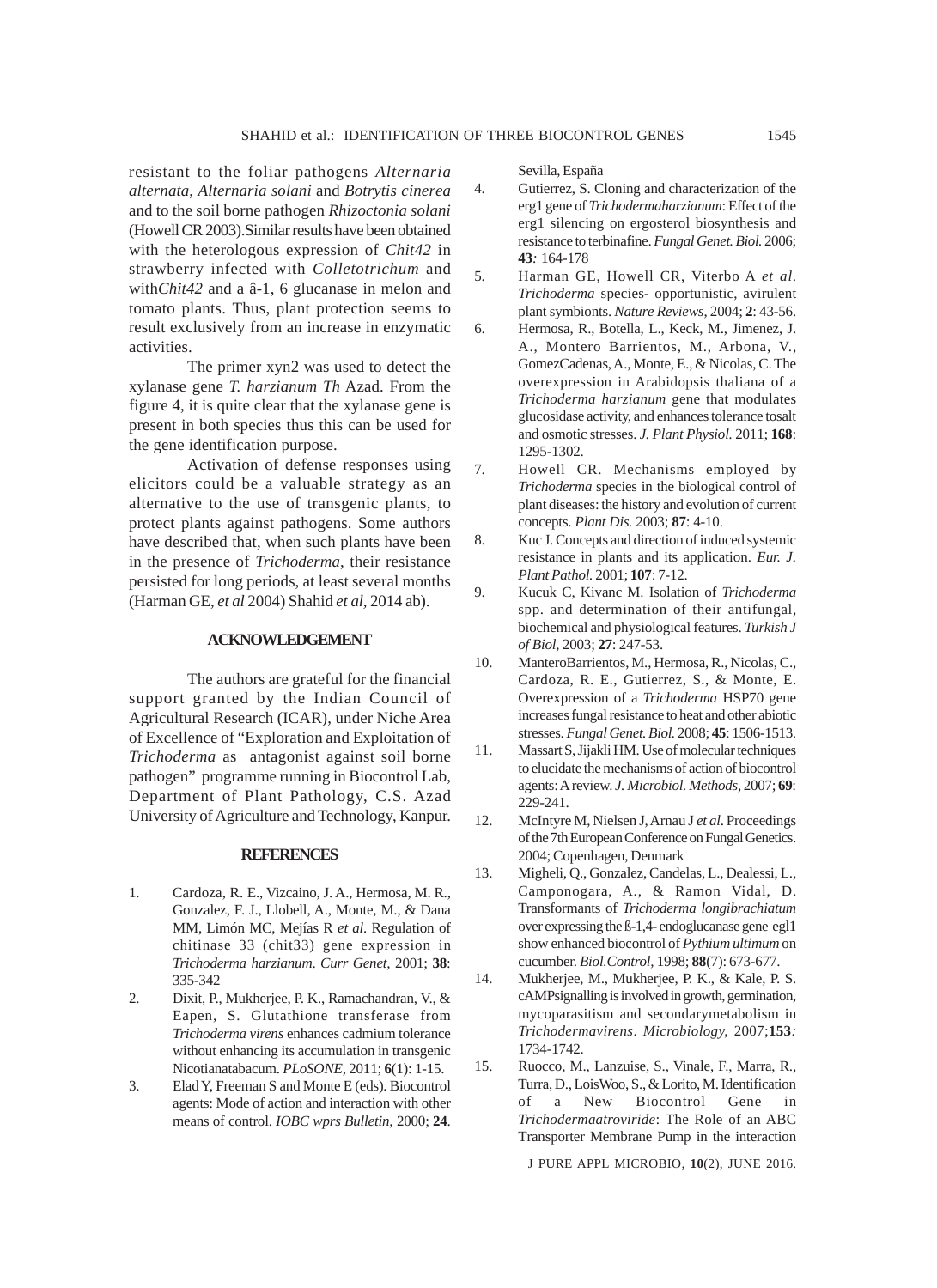resistant to the foliar pathogens *Alternaria alternata*, *Alternaria solani* and *Botrytis cinerea* and to the soil borne pathogen *Rhizoctonia solani* (Howell CR 2003).Similar results have been obtained with the heterologous expression of *Chit42* in strawberry infected with *Colletotrichum* and with*Chit42* and a â-1, 6 glucanase in melon and tomato plants. Thus, plant protection seems to result exclusively from an increase in enzymatic activities.

The primer xyn2 was used to detect the xylanase gene *T. harzianum Th* Azad. From the figure 4, it is quite clear that the xylanase gene is present in both species thus this can be used for the gene identification purpose.

Activation of defense responses using elicitors could be a valuable strategy as an alternative to the use of transgenic plants, to protect plants against pathogens. Some authors have described that, when such plants have been in the presence of *Trichoderma*, their resistance persisted for long periods, at least several months (Harman GE, *et al* 2004) Shahid *et al*, 2014 ab).

## ACKNOWLEDGEMENT

The authors are grateful for the financial support granted by the Indian Council of Agricultural Research (ICAR), under Niche Area of Excellence of "Exploration and Exploitation of *Trichoderma* as antagonist against soil borne pathogen" programme running in Biocontrol Lab, Department of Plant Pathology, C.S. Azad University of Agriculture and Technology, Kanpur.

## REFERENCES

1. Cardoza, R. E., Vizcaino, J. A., Hermosa, M. R., Gonzalez, F. J., Llobell, A., Monte, M., & Dana MM, Limón MC, Mejías R *et al.* Regulation of chitinase 33 (chit33) gene expression in *Trichoderma harzianum*. *Curr Genet,* 2001; **38**: 335-342
2. Dixit, P., Mukherjee, P. K., Ramachandran, V., & Eapen, S. Glutathione transferase from *Trichoderma virens* enhances cadmium tolerance without enhancing its accumulation in transgenic Nicotianatabacum. *PLoSONE,* 2011; **6**(1): 1-15.
3. Elad Y, Freeman S and Monte E (eds). Biocontrol agents: Mode of action and interaction with other means of control. *IOBC wprs Bulletin,* 2000; **24**. Sevilla, España
4. Gutierrez, S. Cloning and characterization of the erg1 gene of *Trichodermaharzianum*: Effect of the erg1 silencing on ergosterol biosynthesis and resistance to terbinafine. *Fungal Genet. Biol.* 2006; **43***:* 164-178
5. Harman GE, Howell CR, Viterbo A *et al. Trichoderma* species- opportunistic, avirulent plant symbionts. *Nature Reviews,* 2004; **2**: 43-56.
6. Hermosa, R., Botella, L., Keck, M., Jimenez, J. A., Montero Barrientos, M., Arbona, V., GomezCadenas, A., Monte, E., & Nicolas, C. The overexpression in Arabidopsis thaliana of a *Trichoderma harzianum* gene that modulates glucosidase activity, and enhances tolerance tosalt and osmotic stresses. *J. Plant Physiol.* 2011; **168**: 1295-1302.
7. Howell CR. Mechanisms employed by *Trichoderma* species in the biological control of plant diseases: the history and evolution of current concepts. *Plant Dis.* 2003; **87**: 4-10.
8. Kuc J. Concepts and direction of induced systemic resistance in plants and its application. *Eur. J. Plant Pathol.* 2001; **107**: 7-12.
9. Kucuk C, Kivanc M. Isolation of *Trichoderma* spp. and determination of their antifungal, biochemical and physiological features. *Turkish J of Biol,* 2003; **27**: 247-53.
10. ManteroBarrientos, M., Hermosa, R., Nicolas, C., Cardoza, R. E., Gutierrez, S., & Monte, E. Overexpression of a *Trichoderma* HSP70 gene increases fungal resistance to heat and other abiotic stresses. *Fungal Genet. Biol.* 2008; **45**: 1506-1513.
11. Massart S, Jijakli HM. Use of molecular techniques to elucidate the mechanisms of action of biocontrol agents: A review. *J. Microbiol. Methods,* 2007; **69**: 229-241.
12. McIntyre M, Nielsen J, Arnau J *et al*. Proceedings of the 7th European Conference on Fungal Genetics. 2004; Copenhagen, Denmark
13. Migheli, Q., Gonzalez, Candelas, L., Dealessi, L., Camponogara, A., & Ramon Vidal, D. Transformants of *Trichoderma longibrachiatum* over expressing the ß-1,4- endoglucanase gene egl1 show enhanced biocontrol of *Pythium ultimum* on cucumber. *Biol.Control,* 1998; **88**(7): 673-677.
14. Mukherjee, M., Mukherjee, P. K., & Kale, P. S. cAMPsignalling is involved in growth, germination, mycoparasitism and secondarymetabolism in *Trichodermavirens*. *Microbiology,* 2007;**153***:* 1734-1742.
15. Ruocco, M., Lanzuise, S., Vinale, F., Marra, R., Turra, D., LoisWoo, S., & Lorito, M. Identification of a New Biocontrol Gene in *Trichodermaatroviride*: The Role of an ABC Transporter Membrane Pump in the interaction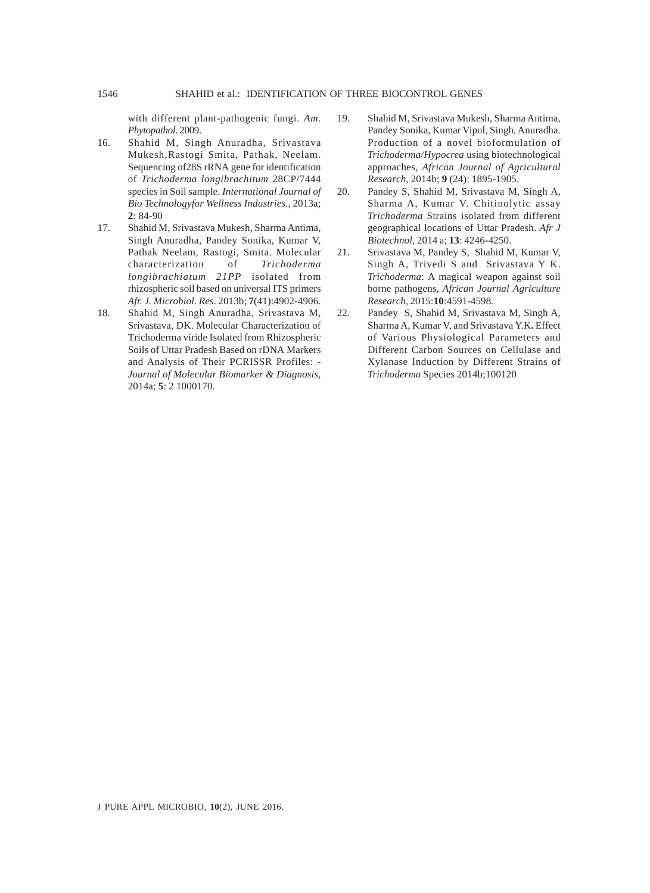with different plant-pathogenic fungi. *Am. Phytopathol*. 2009.

16. Shahid M, Singh Anuradha, Srivastava Mukesh,Rastogi Smita, Pathak, Neelam. Sequencing of28S rRNA gene for identification of *Trichoderma longibrachitum* 28CP/7444 species in Soil sample. *International Journal of Bio Technologyfor Wellness Industries.*, 2013a; **2**: 84-90

17. Shahid M, Srivastava Mukesh, Sharma Antima, Singh Anuradha, Pandey Sonika, Kumar V, Pathak Neelam, Rastogi, Smita. Molecular characterization of *Trichoderma longibrachiatum 21PP* isolated from rhizospheric soil based on universal ITS primers *Afr. J. Microbiol. Res*. 2013b; **7**(41):4902-4906.

18. Shahid M, Singh Anuradha, Srivastava M, Srivastava, DK. Molecular Characterization of Trichoderma viride Isolated from Rhizospheric Soils of Uttar Pradesh Based on rDNA Markers and Analysis of Their PCRISSR Profiles: - *Journal of Molecular Biomarker & Diagnosis*, 2014a; **5**: 2 1000170.

19. Shahid M, Srivastava Mukesh, Sharma Antima, Pandey Sonika, Kumar Vipul, Singh, Anuradha. Production of a novel bioformulation of *Trichoderma/Hypocrea* using biotechnological approaches, *African Journal of Agricultural Research*, 2014b; **9** (24): 1895-1905.

20. Pandey S, Shahid M, Srivastava M, Singh A, Sharma A, Kumar V. Chitinolytic assay *Trichoderma* Strains isolated from different geographical locations of Uttar Pradesh. *Afr J Biotechnol*, 2014 a; **13**: 4246-4250.

21. Srivastava M, Pandey S, Shahid M, Kumar V, Singh A, Trivedi S and Srivastava Y K. *Trichoderma*: A magical weapon against soil borne pathogens, *African Journal Agriculture Research*, 2015:**10**:4591-4598.

22. Pandey S, Shahid M, Srivastava M, Singh A, Sharma A, Kumar V, and Srivastava Y.K**.** Effect of Various Physiological Parameters and Different Carbon Sources on Cellulase and Xylanase Induction by Different Strains of *Trichoderma* Species 2014b;100120